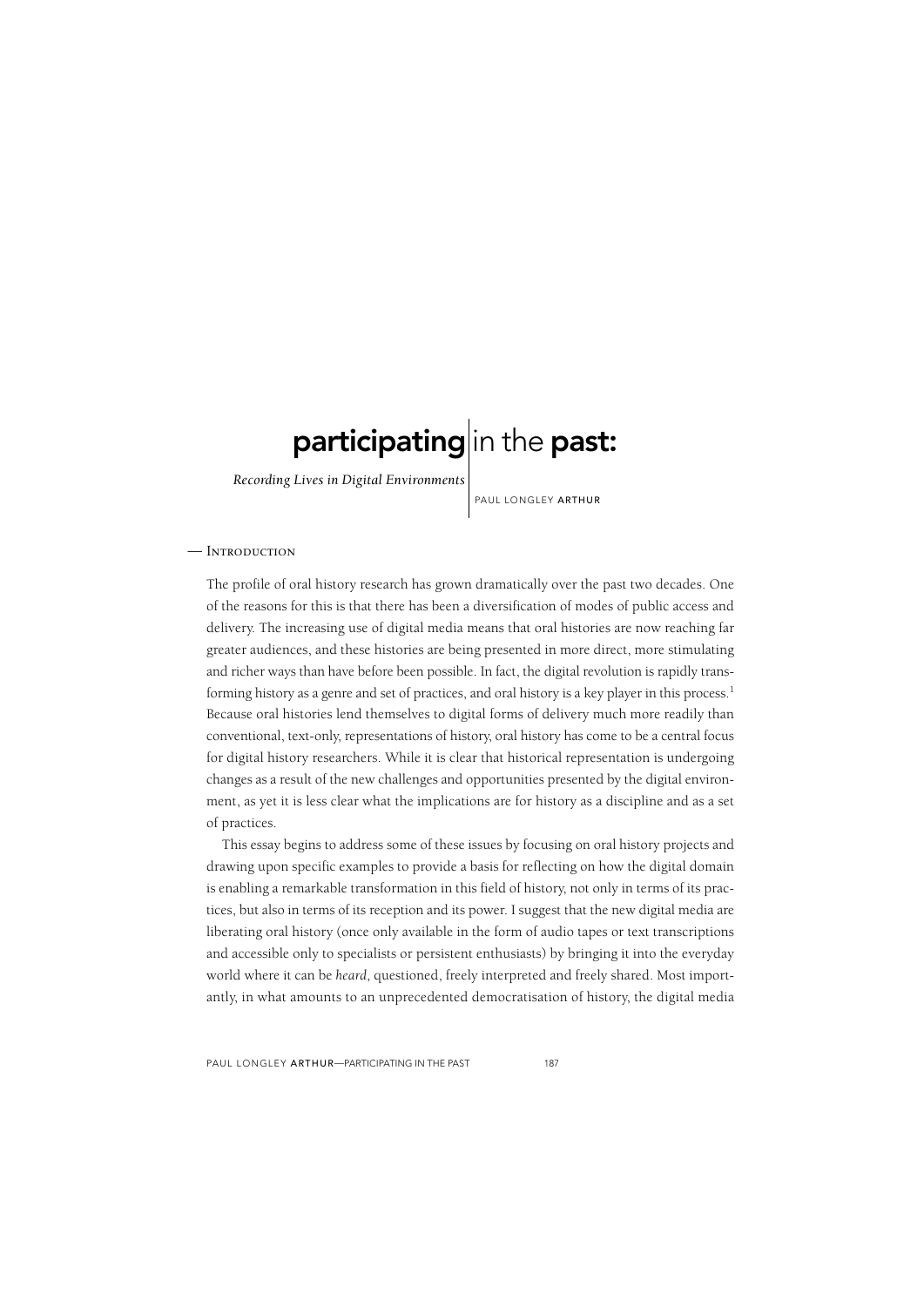# participating in the past:

*Recording Lives in Digital Environments*

PAUL LONGLEY ARTHUR

## — Introduction

The profile of oral history research has grown dramatically over the past two decades. One of the reasons for this is that there has been a diversification of modes of public access and delivery. The increasing use of digital media means that oral histories are now reaching far greater audiences, and these histories are being presented in more direct, more stimulating and richer ways than have before been possible. In fact, the digital revolution is rapidly transforming history as a genre and set of practices, and oral history is a key player in this process.[1] Because oral histories lend themselves to digital forms of delivery much more readily than conventional, text-only, representations of history, oral history has come to be a central focus for digital history researchers. While it is clear that historical representation is undergoing changes as a result of the new challenges and opportunities presented by the digital environment, as yet it is less clear what the implications are for history as a discipline and as a set of practices.

This essay begins to address some of these issues by focusing on oral history projects and drawing upon specific examples to provide a basis for reflecting on how the digital domain is enabling a remarkable transformation in this field of history, not only in terms of its practices, but also in terms of its reception and its power. I suggest that the new digital media are liberating oral history (once only available in the form of audio tapes or text transcriptions and accessible only to specialists or persistent enthusiasts) by bringing it into the everyday world where it can be *heard*, questioned, freely interpreted and freely shared. Most importantly, in what amounts to an unprecedented democratisation of history, the digital media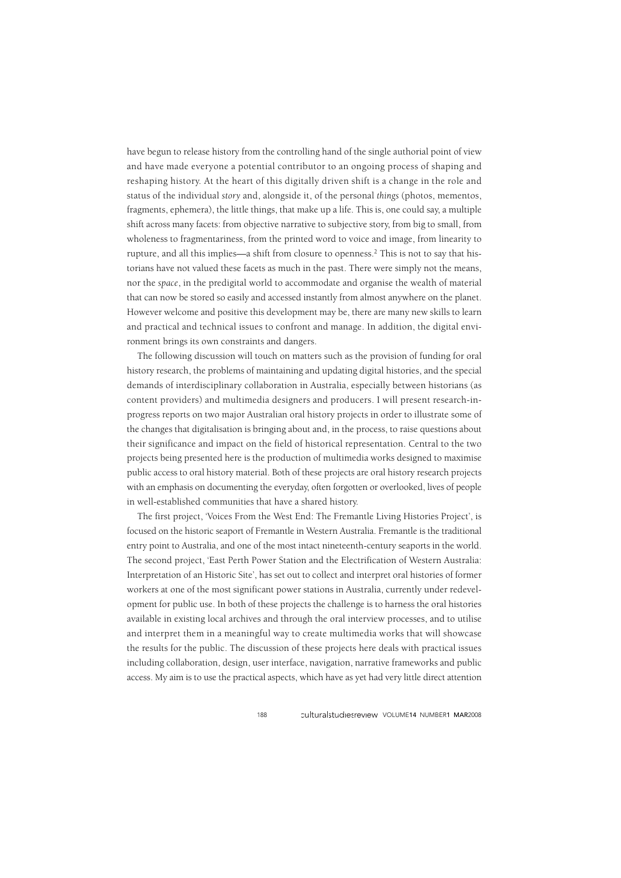have begun to release history from the controlling hand of the single authorial point of view and have made everyone a potential contributor to an ongoing process of shaping and reshaping history. At the heart of this digitally driven shift is a change in the role and status of the individual *story* and, alongside it, of the personal *things* (photos, mementos, fragments, ephemera), the little things, that make up a life. This is, one could say, a multiple shift across many facets: from objective narrative to subjective story, from big to small, from wholeness to fragmentariness, from the printed word to voice and image, from linearity to rupture, and all this implies—a shift from closure to openness.[2] This is not to say that historians have not valued these facets as much in the past. There were simply not the means, nor the *space*, in the predigital world to accommodate and organise the wealth of material that can now be stored so easily and accessed instantly from almost anywhere on the planet. However welcome and positive this development may be, there are many new skills to learn and practical and technical issues to confront and manage. In addition, the digital environment brings its own constraints and dangers.

The following discussion will touch on matters such as the provision of funding for oral history research, the problems of maintaining and updating digital histories, and the special demands of interdisciplinary collaboration in Australia, especially between historians (as content providers) and multimedia designers and producers. I will present research-in-progress reports on two major Australian oral history projects in order to illustrate some of the changes that digitalisation is bringing about and, in the process, to raise questions about their significance and impact on the field of historical representation. Central to the two projects being presented here is the production of multimedia works designed to maximise public access to oral history material. Both of these projects are oral history research projects with an emphasis on documenting the everyday, often forgotten or overlooked, lives of people in well-established communities that have a shared history.

The first project, 'Voices From the West End: The Fremantle Living Histories Project', is focused on the historic seaport of Fremantle in Western Australia. Fremantle is the traditional entry point to Australia, and one of the most intact nineteenth-century seaports in the world. The second project, 'East Perth Power Station and the Electrification of Western Australia: Interpretation of an Historic Site', has set out to collect and interpret oral histories of former workers at one of the most significant power stations in Australia, currently under redevelopment for public use. In both of these projects the challenge is to harness the oral histories available in existing local archives and through the oral interview processes, and to utilise and interpret them in a meaningful way to create multimedia works that will showcase the results for the public. The discussion of these projects here deals with practical issues including collaboration, design, user interface, navigation, narrative frameworks and public access. My aim is to use the practical aspects, which have as yet had very little direct attention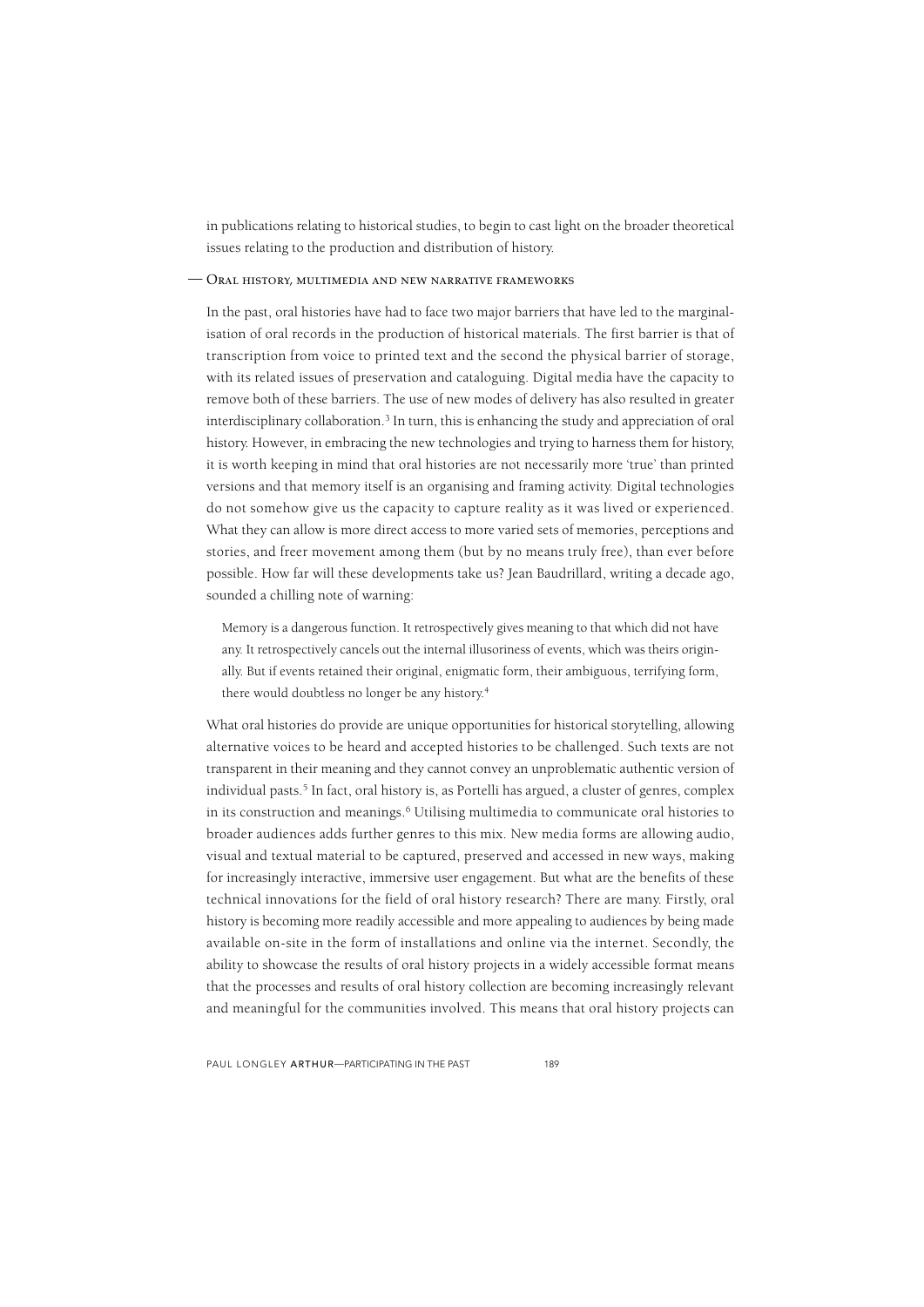in publications relating to historical studies, to begin to cast light on the broader theoretical issues relating to the production and distribution of history.

## — Oral history, multimedia and new narrative frameworks

In the past, oral histories have had to face two major barriers that have led to the marginalisation of oral records in the production of historical materials. The first barrier is that of transcription from voice to printed text and the second the physical barrier of storage, with its related issues of preservation and cataloguing. Digital media have the capacity to remove both of these barriers. The use of new modes of delivery has also resulted in greater interdisciplinary collaboration.[3] In turn, this is enhancing the study and appreciation of oral history. However, in embracing the new technologies and trying to harness them for history, it is worth keeping in mind that oral histories are not necessarily more 'true' than printed versions and that memory itself is an organising and framing activity. Digital technologies do not somehow give us the capacity to capture reality as it was lived or experienced. What they can allow is more direct access to more varied sets of memories, perceptions and stories, and freer movement among them (but by no means truly free), than ever before possible. How far will these developments take us? Jean Baudrillard, writing a decade ago, sounded a chilling note of warning:

> Memory is a dangerous function. It retrospectively gives meaning to that which did not have any. It retrospectively cancels out the internal illusoriness of events, which was theirs originally. But if events retained their original, enigmatic form, their ambiguous, terrifying form, there would doubtless no longer be any history.[4]

What oral histories do provide are unique opportunities for historical storytelling, allowing alternative voices to be heard and accepted histories to be challenged. Such texts are not transparent in their meaning and they cannot convey an unproblematic authentic version of individual pasts.[5] In fact, oral history is, as Portelli has argued, a cluster of genres, complex in its construction and meanings.[6] Utilising multimedia to communicate oral histories to broader audiences adds further genres to this mix. New media forms are allowing audio, visual and textual material to be captured, preserved and accessed in new ways, making for increasingly interactive, immersive user engagement. But what are the benefits of these technical innovations for the field of oral history research? There are many. Firstly, oral history is becoming more readily accessible and more appealing to audiences by being made available on-site in the form of installations and online via the internet. Secondly, the ability to showcase the results of oral history projects in a widely accessible format means that the processes and results of oral history collection are becoming increasingly relevant and meaningful for the communities involved. This means that oral history projects can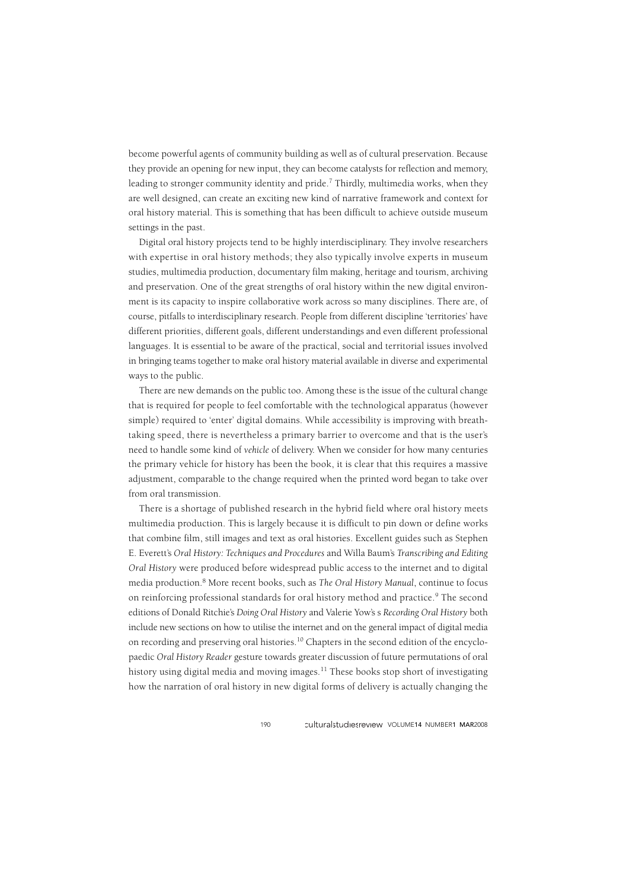become powerful agents of community building as well as of cultural preservation. Because they provide an opening for new input, they can become catalysts for reflection and memory, leading to stronger community identity and pride.[7] Thirdly, multimedia works, when they are well designed, can create an exciting new kind of narrative framework and context for oral history material. This is something that has been difficult to achieve outside museum settings in the past.

Digital oral history projects tend to be highly interdisciplinary. They involve researchers with expertise in oral history methods; they also typically involve experts in museum studies, multimedia production, documentary film making, heritage and tourism, archiving and preservation. One of the great strengths of oral history within the new digital environment is its capacity to inspire collaborative work across so many disciplines. There are, of course, pitfalls to interdisciplinary research. People from different discipline 'territories' have different priorities, different goals, different understandings and even different professional languages. It is essential to be aware of the practical, social and territorial issues involved in bringing teams together to make oral history material available in diverse and experimental ways to the public.

There are new demands on the public too. Among these is the issue of the cultural change that is required for people to feel comfortable with the technological apparatus (however simple) required to 'enter' digital domains. While accessibility is improving with breathtaking speed, there is nevertheless a primary barrier to overcome and that is the user's need to handle some kind of *vehicle* of delivery. When we consider for how many centuries the primary vehicle for history has been the book, it is clear that this requires a massive adjustment, comparable to the change required when the printed word began to take over from oral transmission.

There is a shortage of published research in the hybrid field where oral history meets multimedia production. This is largely because it is difficult to pin down or define works that combine film, still images and text as oral histories. Excellent guides such as Stephen E. Everett's *Oral History: Techniques and Procedures* and Willa Baum's *Transcribing and Editing Oral History* were produced before widespread public access to the internet and to digital media production.[8] More recent books, such as *The Oral History Manual*, continue to focus on reinforcing professional standards for oral history method and practice.[9] The second editions of Donald Ritchie's *Doing Oral History* and Valerie Yow's s *Recording Oral History* both include new sections on how to utilise the internet and on the general impact of digital media on recording and preserving oral histories.[10] Chapters in the second edition of the encyclopaedic *Oral History Reader* gesture towards greater discussion of future permutations of oral history using digital media and moving images.[11] These books stop short of investigating how the narration of oral history in new digital forms of delivery is actually changing the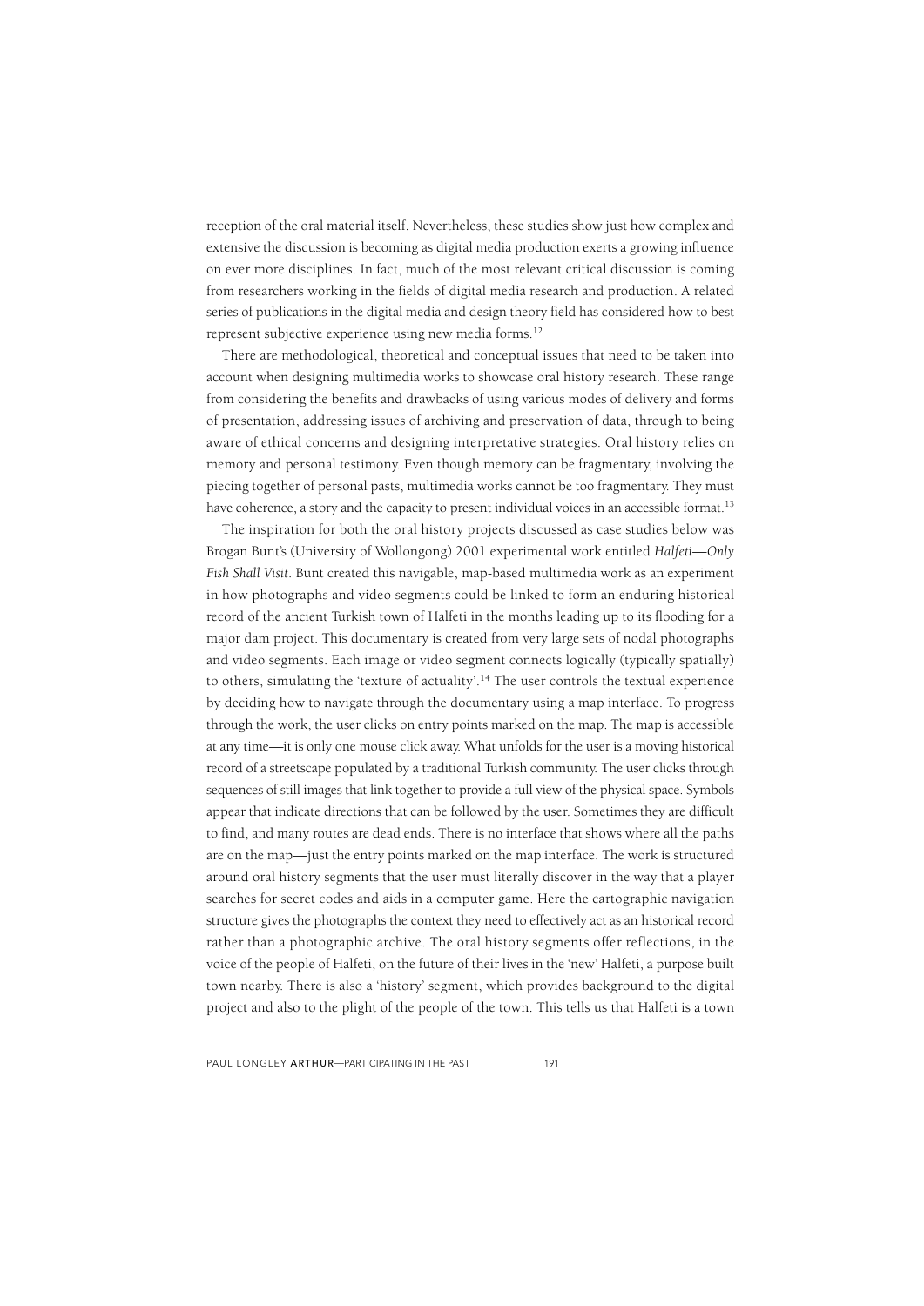reception of the oral material itself. Nevertheless, these studies show just how complex and extensive the discussion is becoming as digital media production exerts a growing influence on ever more disciplines. In fact, much of the most relevant critical discussion is coming from researchers working in the fields of digital media research and production. A related series of publications in the digital media and design theory field has considered how to best represent subjective experience using new media forms.[12]

There are methodological, theoretical and conceptual issues that need to be taken into account when designing multimedia works to showcase oral history research. These range from considering the benefits and drawbacks of using various modes of delivery and forms of presentation, addressing issues of archiving and preservation of data, through to being aware of ethical concerns and designing interpretative strategies. Oral history relies on memory and personal testimony. Even though memory can be fragmentary, involving the piecing together of personal pasts, multimedia works cannot be too fragmentary. They must have coherence, a story and the capacity to present individual voices in an accessible format.[13]

The inspiration for both the oral history projects discussed as case studies below was Brogan Bunt's (University of Wollongong) 2001 experimental work entitled *Halfeti—Only Fish Shall Visit*. Bunt created this navigable, map-based multimedia work as an experiment in how photographs and video segments could be linked to form an enduring historical record of the ancient Turkish town of Halfeti in the months leading up to its flooding for a major dam project. This documentary is created from very large sets of nodal photographs and video segments. Each image or video segment connects logically (typically spatially) to others, simulating the 'texture of actuality'.[14] The user controls the textual experience by deciding how to navigate through the documentary using a map interface. To progress through the work, the user clicks on entry points marked on the map. The map is accessible at any time—it is only one mouse click away. What unfolds for the user is a moving historical record of a streetscape populated by a traditional Turkish community. The user clicks through sequences of still images that link together to provide a full view of the physical space. Symbols appear that indicate directions that can be followed by the user. Sometimes they are difficult to find, and many routes are dead ends. There is no interface that shows where all the paths are on the map—just the entry points marked on the map interface. The work is structured around oral history segments that the user must literally discover in the way that a player searches for secret codes and aids in a computer game. Here the cartographic navigation structure gives the photographs the context they need to effectively act as an historical record rather than a photographic archive. The oral history segments offer reflections, in the voice of the people of Halfeti, on the future of their lives in the 'new' Halfeti, a purpose built town nearby. There is also a 'history' segment, which provides background to the digital project and also to the plight of the people of the town. This tells us that Halfeti is a town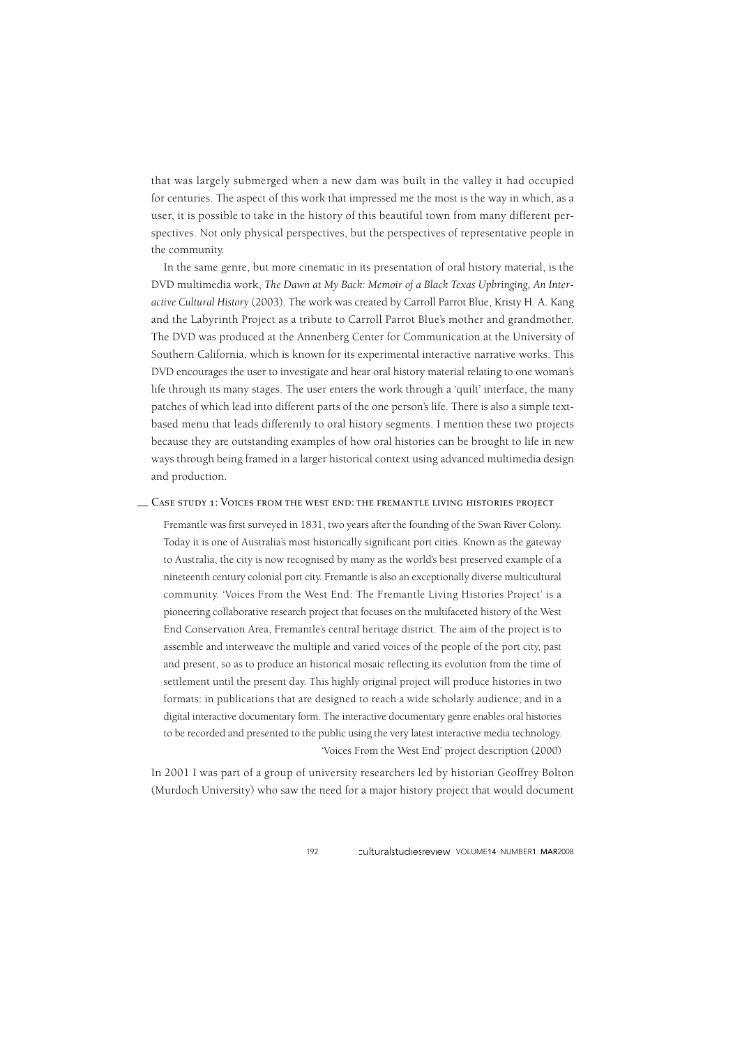that was largely submerged when a new dam was built in the valley it had occupied for centuries. The aspect of this work that impressed me the most is the way in which, as a user, it is possible to take in the history of this beautiful town from many different perspectives. Not only physical perspectives, but the perspectives of representative people in the community.

In the same genre, but more cinematic in its presentation of oral history material, is the DVD multimedia work, *The Dawn at My Back: Memoir of a Black Texas Upbringing, An Interactive Cultural History* (2003). The work was created by Carroll Parrot Blue, Kristy H. A. Kang and the Labyrinth Project as a tribute to Carroll Parrot Blue's mother and grandmother. The DVD was produced at the Annenberg Center for Communication at the University of Southern California, which is known for its experimental interactive narrative works. This DVD encourages the user to investigate and hear oral history material relating to one woman's life through its many stages. The user enters the work through a 'quilt' interface, the many patches of which lead into different parts of the one person's life. There is also a simple text-based menu that leads differently to oral history segments. I mention these two projects because they are outstanding examples of how oral histories can be brought to life in new ways through being framed in a larger historical context using advanced multimedia design and production.

## Case study 1: Voices from the West End: the Fremantle living histories project

> Fremantle was first surveyed in 1831, two years after the founding of the Swan River Colony. Today it is one of Australia's most historically significant port cities. Known as the gateway to Australia, the city is now recognised by many as the world's best preserved example of a nineteenth century colonial port city. Fremantle is also an exceptionally diverse multicultural community. 'Voices From the West End: The Fremantle Living Histories Project' is a pioneering collaborative research project that focuses on the multifaceted history of the West End Conservation Area, Fremantle's central heritage district. The aim of the project is to assemble and interweave the multiple and varied voices of the people of the port city, past and present, so as to produce an historical mosaic reflecting its evolution from the time of settlement until the present day. This highly original project will produce histories in two formats: in publications that are designed to reach a wide scholarly audience; and in a digital interactive documentary form. The interactive documentary genre enables oral histories to be recorded and presented to the public using the very latest interactive media technology.
>
> 'Voices From the West End' project description (2000)

In 2001 I was part of a group of university researchers led by historian Geoffrey Bolton (Murdoch University) who saw the need for a major history project that would document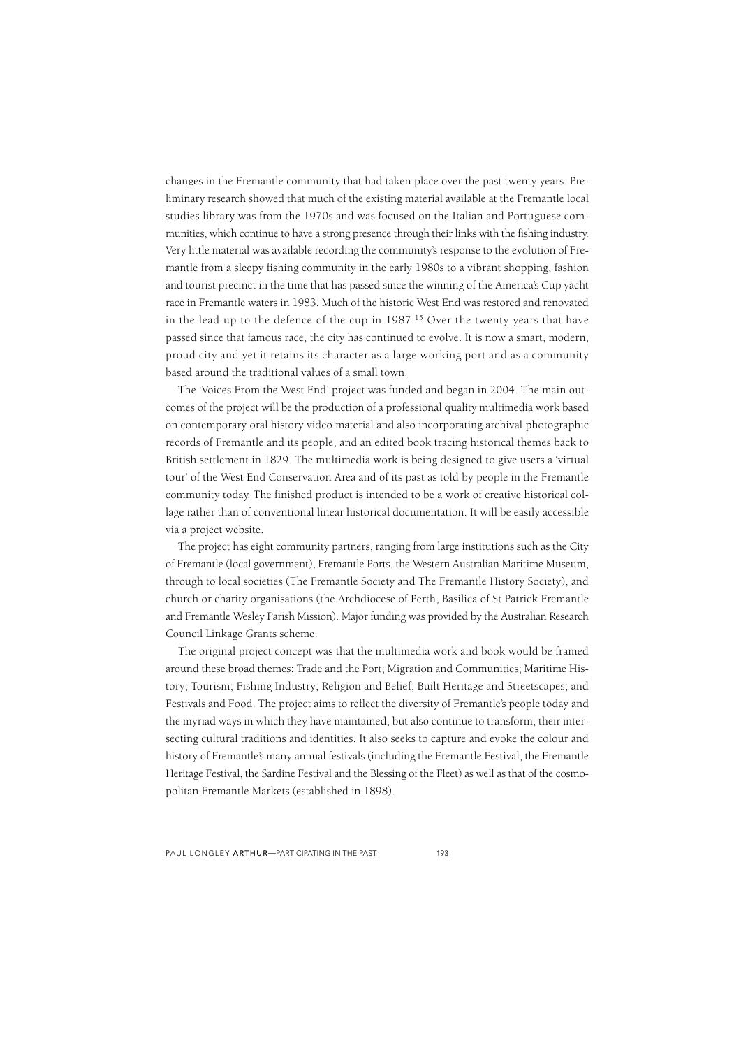changes in the Fremantle community that had taken place over the past twenty years. Preliminary research showed that much of the existing material available at the Fremantle local studies library was from the 1970s and was focused on the Italian and Portuguese communities, which continue to have a strong presence through their links with the fishing industry. Very little material was available recording the community's response to the evolution of Fremantle from a sleepy fishing community in the early 1980s to a vibrant shopping, fashion and tourist precinct in the time that has passed since the winning of the America's Cup yacht race in Fremantle waters in 1983. Much of the historic West End was restored and renovated in the lead up to the defence of the cup in 1987.[15] Over the twenty years that have passed since that famous race, the city has continued to evolve. It is now a smart, modern, proud city and yet it retains its character as a large working port and as a community based around the traditional values of a small town.

The 'Voices From the West End' project was funded and began in 2004. The main outcomes of the project will be the production of a professional quality multimedia work based on contemporary oral history video material and also incorporating archival photographic records of Fremantle and its people, and an edited book tracing historical themes back to British settlement in 1829. The multimedia work is being designed to give users a 'virtual tour' of the West End Conservation Area and of its past as told by people in the Fremantle community today. The finished product is intended to be a work of creative historical collage rather than of conventional linear historical documentation. It will be easily accessible via a project website.

The project has eight community partners, ranging from large institutions such as the City of Fremantle (local government), Fremantle Ports, the Western Australian Maritime Museum, through to local societies (The Fremantle Society and The Fremantle History Society), and church or charity organisations (the Archdiocese of Perth, Basilica of St Patrick Fremantle and Fremantle Wesley Parish Mission). Major funding was provided by the Australian Research Council Linkage Grants scheme.

The original project concept was that the multimedia work and book would be framed around these broad themes: Trade and the Port; Migration and Communities; Maritime History; Tourism; Fishing Industry; Religion and Belief; Built Heritage and Streetscapes; and Festivals and Food. The project aims to reflect the diversity of Fremantle's people today and the myriad ways in which they have maintained, but also continue to transform, their intersecting cultural traditions and identities. It also seeks to capture and evoke the colour and history of Fremantle's many annual festivals (including the Fremantle Festival, the Fremantle Heritage Festival, the Sardine Festival and the Blessing of the Fleet) as well as that of the cosmopolitan Fremantle Markets (established in 1898).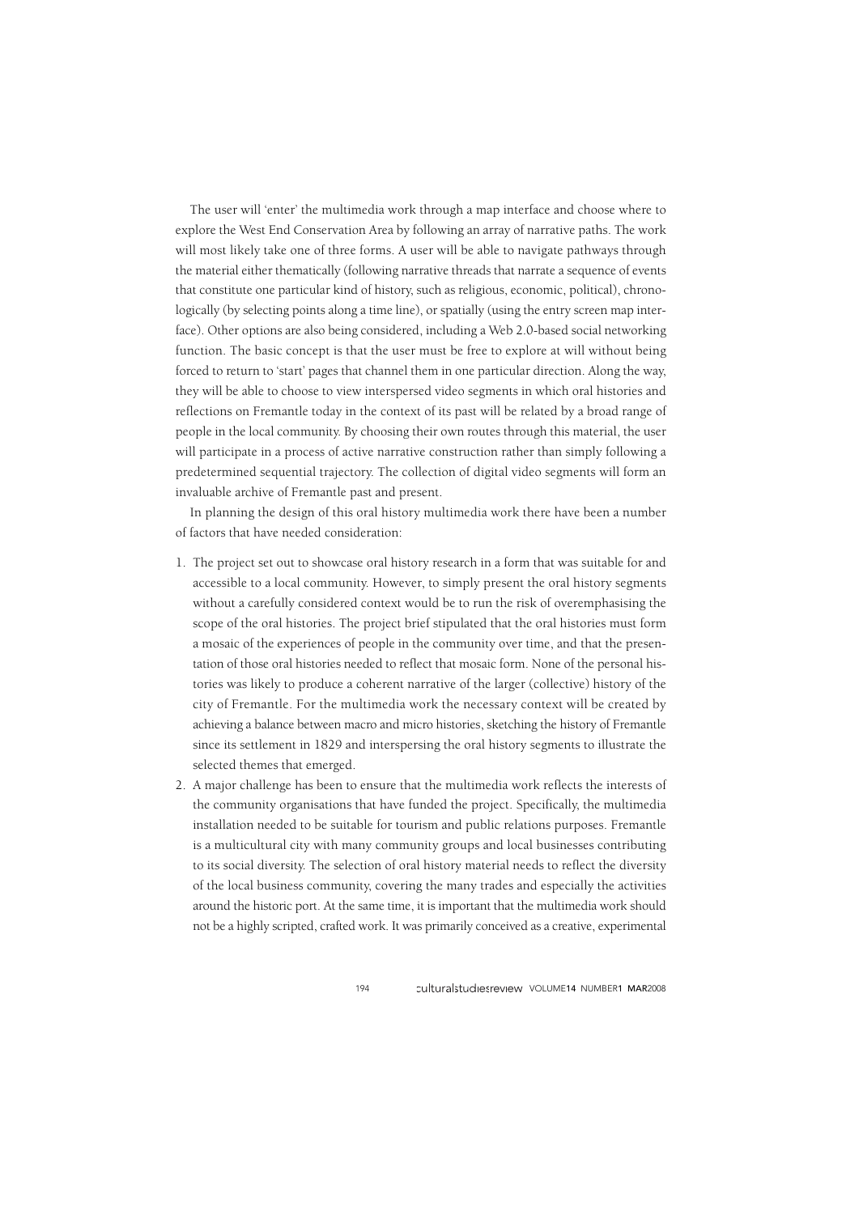The user will 'enter' the multimedia work through a map interface and choose where to explore the West End Conservation Area by following an array of narrative paths. The work will most likely take one of three forms. A user will be able to navigate pathways through the material either thematically (following narrative threads that narrate a sequence of events that constitute one particular kind of history, such as religious, economic, political), chronologically (by selecting points along a time line), or spatially (using the entry screen map interface). Other options are also being considered, including a Web 2.0-based social networking function. The basic concept is that the user must be free to explore at will without being forced to return to 'start' pages that channel them in one particular direction. Along the way, they will be able to choose to view interspersed video segments in which oral histories and reflections on Fremantle today in the context of its past will be related by a broad range of people in the local community. By choosing their own routes through this material, the user will participate in a process of active narrative construction rather than simply following a predetermined sequential trajectory. The collection of digital video segments will form an invaluable archive of Fremantle past and present.

In planning the design of this oral history multimedia work there have been a number of factors that have needed consideration:

1. The project set out to showcase oral history research in a form that was suitable for and accessible to a local community. However, to simply present the oral history segments without a carefully considered context would be to run the risk of overemphasising the scope of the oral histories. The project brief stipulated that the oral histories must form a mosaic of the experiences of people in the community over time, and that the presentation of those oral histories needed to reflect that mosaic form. None of the personal histories was likely to produce a coherent narrative of the larger (collective) history of the city of Fremantle. For the multimedia work the necessary context will be created by achieving a balance between macro and micro histories, sketching the history of Fremantle since its settlement in 1829 and interspersing the oral history segments to illustrate the selected themes that emerged.
2. A major challenge has been to ensure that the multimedia work reflects the interests of the community organisations that have funded the project. Specifically, the multimedia installation needed to be suitable for tourism and public relations purposes. Fremantle is a multicultural city with many community groups and local businesses contributing to its social diversity. The selection of oral history material needs to reflect the diversity of the local business community, covering the many trades and especially the activities around the historic port. At the same time, it is important that the multimedia work should not be a highly scripted, crafted work. It was primarily conceived as a creative, experimental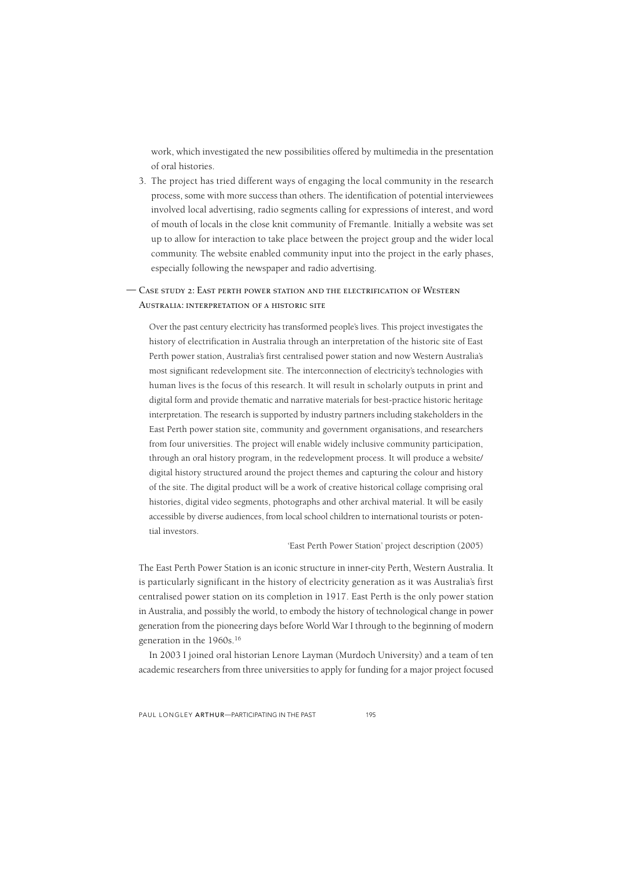work, which investigated the new possibilities offered by multimedia in the presentation of oral histories.

3. The project has tried different ways of engaging the local community in the research process, some with more success than others. The identification of potential interviewees involved local advertising, radio segments calling for expressions of interest, and word of mouth of locals in the close knit community of Fremantle. Initially a website was set up to allow for interaction to take place between the project group and the wider local community. The website enabled community input into the project in the early phases, especially following the newspaper and radio advertising.

## — Case study 2: East perth power station and the electrification of Western Australia: interpretation of a historic site

> Over the past century electricity has transformed people's lives. This project investigates the history of electrification in Australia through an interpretation of the historic site of East Perth power station, Australia's first centralised power station and now Western Australia's most significant redevelopment site. The interconnection of electricity's technologies with human lives is the focus of this research. It will result in scholarly outputs in print and digital form and provide thematic and narrative materials for best-practice historic heritage interpretation. The research is supported by industry partners including stakeholders in the East Perth power station site, community and government organisations, and researchers from four universities. The project will enable widely inclusive community participation, through an oral history program, in the redevelopment process. It will produce a website/digital history structured around the project themes and capturing the colour and history of the site. The digital product will be a work of creative historical collage comprising oral histories, digital video segments, photographs and other archival material. It will be easily accessible by diverse audiences, from local school children to international tourists or potential investors.
>
> 'East Perth Power Station' project description (2005)

The East Perth Power Station is an iconic structure in inner-city Perth, Western Australia. It is particularly significant in the history of electricity generation as it was Australia's first centralised power station on its completion in 1917. East Perth is the only power station in Australia, and possibly the world, to embody the history of technological change in power generation from the pioneering days before World War I through to the beginning of modern generation in the 1960s.[16]

In 2003 I joined oral historian Lenore Layman (Murdoch University) and a team of ten academic researchers from three universities to apply for funding for a major project focused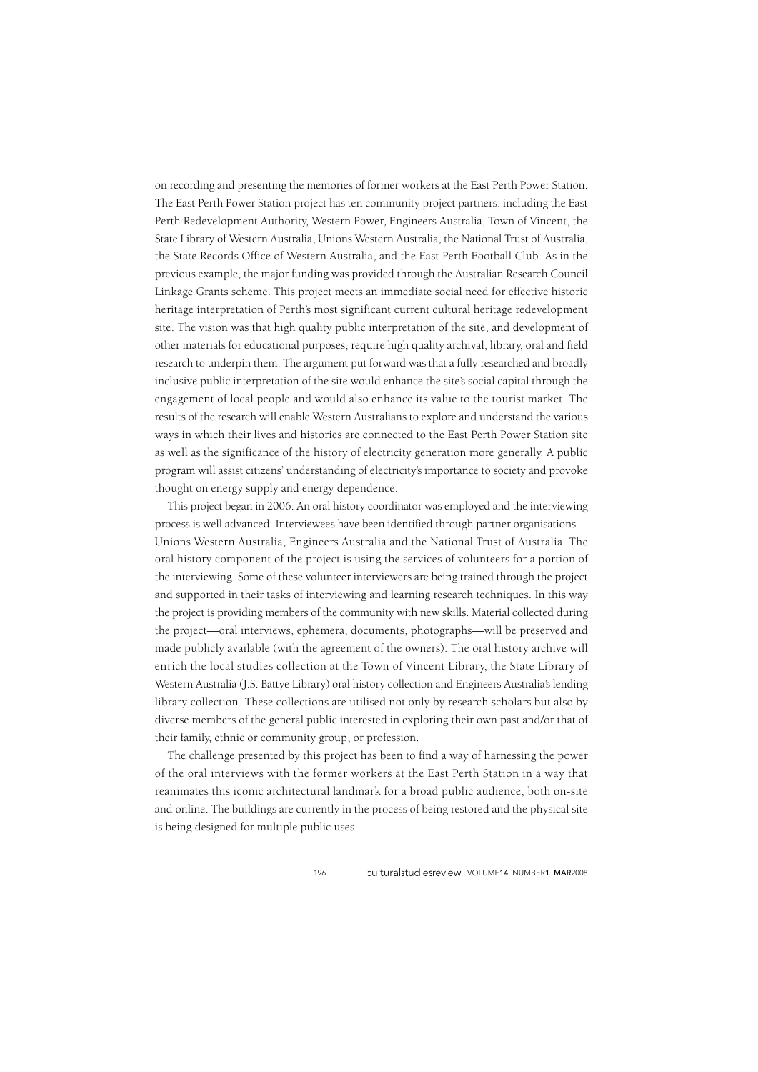on recording and presenting the memories of former workers at the East Perth Power Station. The East Perth Power Station project has ten community project partners, including the East Perth Redevelopment Authority, Western Power, Engineers Australia, Town of Vincent, the State Library of Western Australia, Unions Western Australia, the National Trust of Australia, the State Records Office of Western Australia, and the East Perth Football Club. As in the previous example, the major funding was provided through the Australian Research Council Linkage Grants scheme. This project meets an immediate social need for effective historic heritage interpretation of Perth's most significant current cultural heritage redevelopment site. The vision was that high quality public interpretation of the site, and development of other materials for educational purposes, require high quality archival, library, oral and field research to underpin them. The argument put forward was that a fully researched and broadly inclusive public interpretation of the site would enhance the site's social capital through the engagement of local people and would also enhance its value to the tourist market. The results of the research will enable Western Australians to explore and understand the various ways in which their lives and histories are connected to the East Perth Power Station site as well as the significance of the history of electricity generation more generally. A public program will assist citizens' understanding of electricity's importance to society and provoke thought on energy supply and energy dependence.

This project began in 2006. An oral history coordinator was employed and the interviewing process is well advanced. Interviewees have been identified through partner organisations—Unions Western Australia, Engineers Australia and the National Trust of Australia. The oral history component of the project is using the services of volunteers for a portion of the interviewing. Some of these volunteer interviewers are being trained through the project and supported in their tasks of interviewing and learning research techniques. In this way the project is providing members of the community with new skills. Material collected during the project—oral interviews, ephemera, documents, photographs—will be preserved and made publicly available (with the agreement of the owners). The oral history archive will enrich the local studies collection at the Town of Vincent Library, the State Library of Western Australia (J.S. Battye Library) oral history collection and Engineers Australia's lending library collection. These collections are utilised not only by research scholars but also by diverse members of the general public interested in exploring their own past and/or that of their family, ethnic or community group, or profession.

The challenge presented by this project has been to find a way of harnessing the power of the oral interviews with the former workers at the East Perth Station in a way that reanimates this iconic architectural landmark for a broad public audience, both on-site and online. The buildings are currently in the process of being restored and the physical site is being designed for multiple public uses.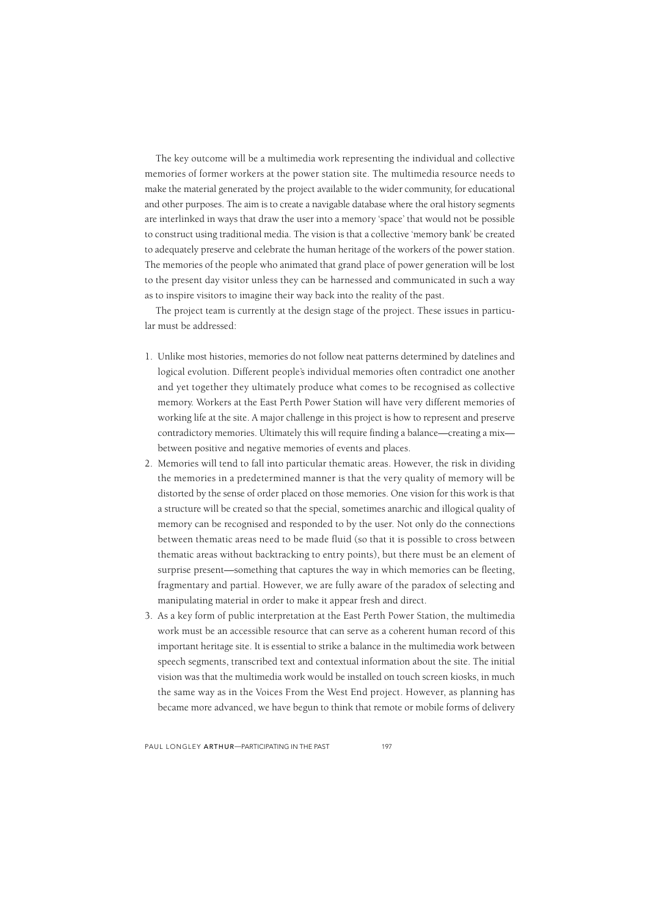The key outcome will be a multimedia work representing the individual and collective memories of former workers at the power station site. The multimedia resource needs to make the material generated by the project available to the wider community, for educational and other purposes. The aim is to create a navigable database where the oral history segments are interlinked in ways that draw the user into a memory 'space' that would not be possible to construct using traditional media. The vision is that a collective 'memory bank' be created to adequately preserve and celebrate the human heritage of the workers of the power station. The memories of the people who animated that grand place of power generation will be lost to the present day visitor unless they can be harnessed and communicated in such a way as to inspire visitors to imagine their way back into the reality of the past.

The project team is currently at the design stage of the project. These issues in particular must be addressed:

1. Unlike most histories, memories do not follow neat patterns determined by datelines and logical evolution. Different people's individual memories often contradict one another and yet together they ultimately produce what comes to be recognised as collective memory. Workers at the East Perth Power Station will have very different memories of working life at the site. A major challenge in this project is how to represent and preserve contradictory memories. Ultimately this will require finding a balance—creating a mix—between positive and negative memories of events and places.
2. Memories will tend to fall into particular thematic areas. However, the risk in dividing the memories in a predetermined manner is that the very quality of memory will be distorted by the sense of order placed on those memories. One vision for this work is that a structure will be created so that the special, sometimes anarchic and illogical quality of memory can be recognised and responded to by the user. Not only do the connections between thematic areas need to be made fluid (so that it is possible to cross between thematic areas without backtracking to entry points), but there must be an element of surprise present—something that captures the way in which memories can be fleeting, fragmentary and partial. However, we are fully aware of the paradox of selecting and manipulating material in order to make it appear fresh and direct.
3. As a key form of public interpretation at the East Perth Power Station, the multimedia work must be an accessible resource that can serve as a coherent human record of this important heritage site. It is essential to strike a balance in the multimedia work between speech segments, transcribed text and contextual information about the site. The initial vision was that the multimedia work would be installed on touch screen kiosks, in much the same way as in the Voices From the West End project. However, as planning has became more advanced, we have begun to think that remote or mobile forms of delivery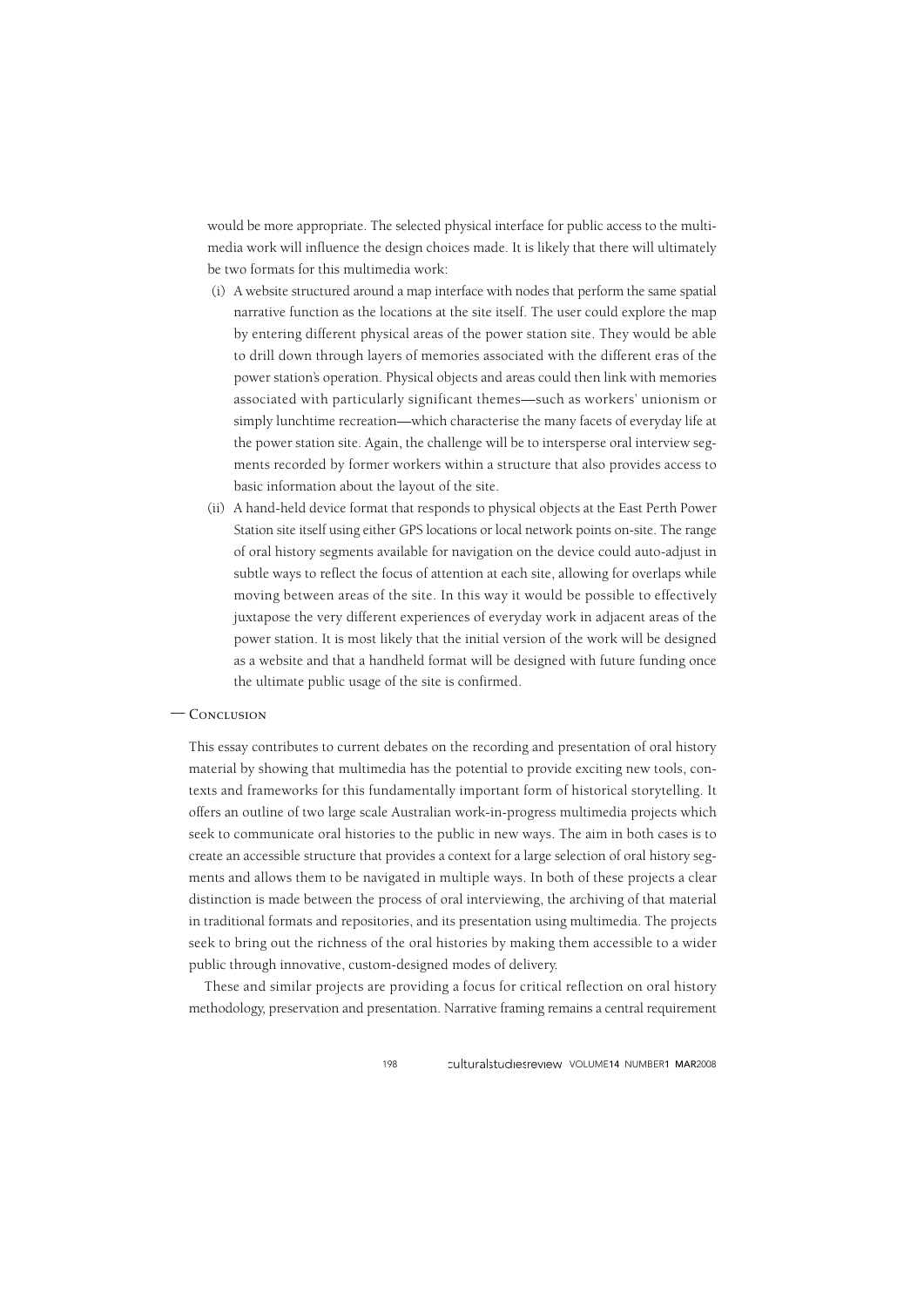would be more appropriate. The selected physical interface for public access to the multimedia work will influence the design choices made. It is likely that there will ultimately be two formats for this multimedia work:

(i) A website structured around a map interface with nodes that perform the same spatial narrative function as the locations at the site itself. The user could explore the map by entering different physical areas of the power station site. They would be able to drill down through layers of memories associated with the different eras of the power station's operation. Physical objects and areas could then link with memories associated with particularly significant themes—such as workers' unionism or simply lunchtime recreation—which characterise the many facets of everyday life at the power station site. Again, the challenge will be to intersperse oral interview segments recorded by former workers within a structure that also provides access to basic information about the layout of the site.

(ii) A hand-held device format that responds to physical objects at the East Perth Power Station site itself using either GPS locations or local network points on-site. The range of oral history segments available for navigation on the device could auto-adjust in subtle ways to reflect the focus of attention at each site, allowing for overlaps while moving between areas of the site. In this way it would be possible to effectively juxtapose the very different experiences of everyday work in adjacent areas of the power station. It is most likely that the initial version of the work will be designed as a website and that a handheld format will be designed with future funding once the ultimate public usage of the site is confirmed.

## — Conclusion

This essay contributes to current debates on the recording and presentation of oral history material by showing that multimedia has the potential to provide exciting new tools, contexts and frameworks for this fundamentally important form of historical storytelling. It offers an outline of two large scale Australian work-in-progress multimedia projects which seek to communicate oral histories to the public in new ways. The aim in both cases is to create an accessible structure that provides a context for a large selection of oral history segments and allows them to be navigated in multiple ways. In both of these projects a clear distinction is made between the process of oral interviewing, the archiving of that material in traditional formats and repositories, and its presentation using multimedia. The projects seek to bring out the richness of the oral histories by making them accessible to a wider public through innovative, custom-designed modes of delivery.

These and similar projects are providing a focus for critical reflection on oral history methodology, preservation and presentation. Narrative framing remains a central requirement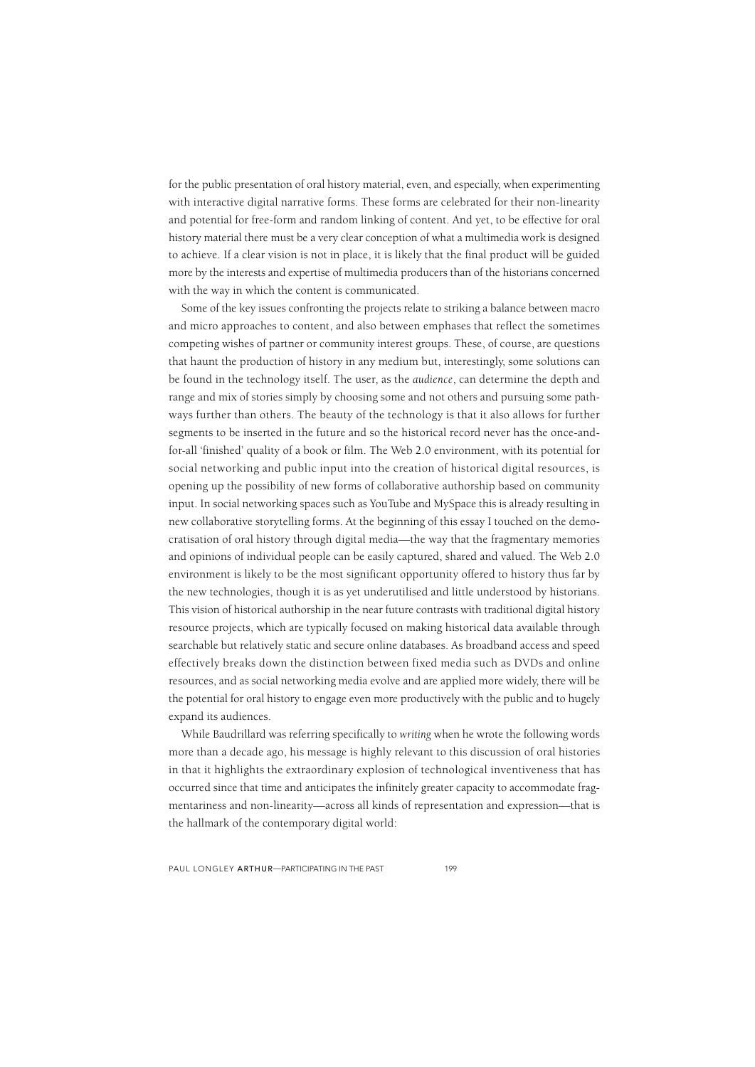for the public presentation of oral history material, even, and especially, when experimenting with interactive digital narrative forms. These forms are celebrated for their non-linearity and potential for free-form and random linking of content. And yet, to be effective for oral history material there must be a very clear conception of what a multimedia work is designed to achieve. If a clear vision is not in place, it is likely that the final product will be guided more by the interests and expertise of multimedia producers than of the historians concerned with the way in which the content is communicated.

Some of the key issues confronting the projects relate to striking a balance between macro and micro approaches to content, and also between emphases that reflect the sometimes competing wishes of partner or community interest groups. These, of course, are questions that haunt the production of history in any medium but, interestingly, some solutions can be found in the technology itself. The user, as the *audience*, can determine the depth and range and mix of stories simply by choosing some and not others and pursuing some pathways further than others. The beauty of the technology is that it also allows for further segments to be inserted in the future and so the historical record never has the once-and-for-all 'finished' quality of a book or film. The Web 2.0 environment, with its potential for social networking and public input into the creation of historical digital resources, is opening up the possibility of new forms of collaborative authorship based on community input. In social networking spaces such as YouTube and MySpace this is already resulting in new collaborative storytelling forms. At the beginning of this essay I touched on the democratisation of oral history through digital media—the way that the fragmentary memories and opinions of individual people can be easily captured, shared and valued. The Web 2.0 environment is likely to be the most significant opportunity offered to history thus far by the new technologies, though it is as yet underutilised and little understood by historians. This vision of historical authorship in the near future contrasts with traditional digital history resource projects, which are typically focused on making historical data available through searchable but relatively static and secure online databases. As broadband access and speed effectively breaks down the distinction between fixed media such as DVDs and online resources, and as social networking media evolve and are applied more widely, there will be the potential for oral history to engage even more productively with the public and to hugely expand its audiences.

While Baudrillard was referring specifically to *writing* when he wrote the following words more than a decade ago, his message is highly relevant to this discussion of oral histories in that it highlights the extraordinary explosion of technological inventiveness that has occurred since that time and anticipates the infinitely greater capacity to accommodate fragmentariness and non-linearity—across all kinds of representation and expression—that is the hallmark of the contemporary digital world: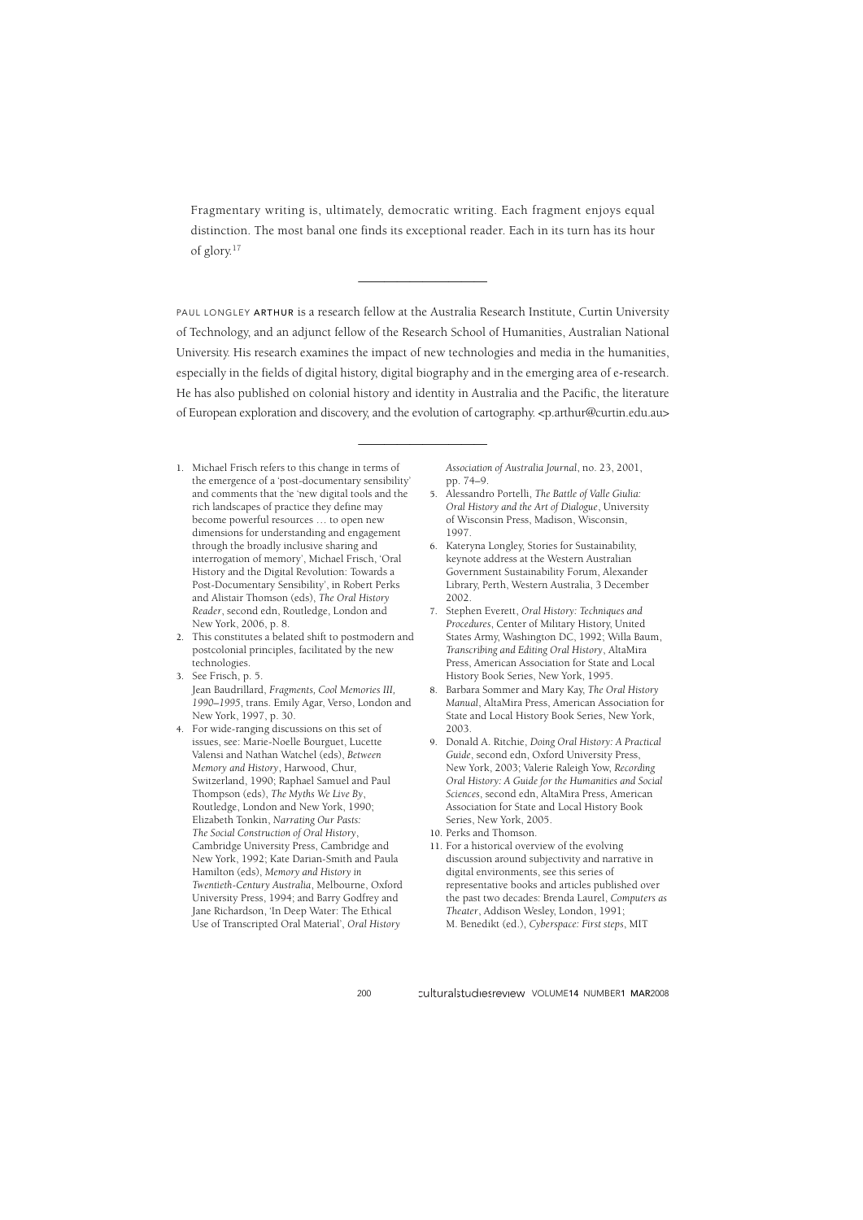Fragmentary writing is, ultimately, democratic writing. Each fragment enjoys equal distinction. The most banal one finds its exceptional reader. Each in its turn has its hour of glory.[17]

---

PAUL LONGLEY **ARTHUR** is a research fellow at the Australia Research Institute, Curtin University of Technology, and an adjunct fellow of the Research School of Humanities, Australian National University. His research examines the impact of new technologies and media in the humanities, especially in the fields of digital history, digital biography and in the emerging area of e-research. He has also published on colonial history and identity in Australia and the Pacific, the literature of European exploration and discovery, and the evolution of cartography. <p.arthur@curtin.edu.au>

---

1. Michael Frisch refers to this change in terms of the emergence of a 'post-documentary sensibility' and comments that the 'new digital tools and the rich landscapes of practice they define may become powerful resources … to open new dimensions for understanding and engagement through the broadly inclusive sharing and interrogation of memory', Michael Frisch, 'Oral History and the Digital Revolution: Towards a Post-Documentary Sensibility', in Robert Perks and Alistair Thomson (eds), *The Oral History Reader*, second edn, Routledge, London and New York, 2006, p. 8.
2. This constitutes a belated shift to postmodern and postcolonial principles, facilitated by the new technologies.
3. See Frisch, p. 5.
   Jean Baudrillard, *Fragments, Cool Memories III, 1990–1995*, trans. Emily Agar, Verso, London and New York, 1997, p. 30.
4. For wide-ranging discussions on this set of issues, see: Marie-Noelle Bourguet, Lucette Valensi and Nathan Watchel (eds), *Between Memory and History*, Harwood, Chur, Switzerland, 1990; Raphael Samuel and Paul Thompson (eds), *The Myths We Live By*, Routledge, London and New York, 1990; Elizabeth Tonkin, *Narrating Our Pasts: The Social Construction of Oral History*, Cambridge University Press, Cambridge and New York, 1992; Kate Darian-Smith and Paula Hamilton (eds), *Memory and History in Twentieth-Century Australia*, Melbourne, Oxford University Press, 1994; and Barry Godfrey and Jane Richardson, 'In Deep Water: The Ethical Use of Transcripted Oral Material', *Oral History Association of Australia Journal*, no. 23, 2001, pp. 74–9.
5. Alessandro Portelli, *The Battle of Valle Giulia: Oral History and the Art of Dialogue*, University of Wisconsin Press, Madison, Wisconsin, 1997.
6. Kateryna Longley, Stories for Sustainability, keynote address at the Western Australian Government Sustainability Forum, Alexander Library, Perth, Western Australia, 3 December 2002.
7. Stephen Everett, *Oral History: Techniques and Procedures*, Center of Military History, United States Army, Washington DC, 1992; Willa Baum, *Transcribing and Editing Oral History*, AltaMira Press, American Association for State and Local History Book Series, New York, 1995.
8. Barbara Sommer and Mary Kay, *The Oral History Manual*, AltaMira Press, American Association for State and Local History Book Series, New York, 2003.
9. Donald A. Ritchie, *Doing Oral History: A Practical Guide*, second edn, Oxford University Press, New York, 2003; Valerie Raleigh Yow, *Recording Oral History: A Guide for the Humanities and Social Sciences*, second edn, AltaMira Press, American Association for State and Local History Book Series, New York, 2005.
10. Perks and Thomson.
11. For a historical overview of the evolving discussion around subjectivity and narrative in digital environments, see this series of representative books and articles published over the past two decades: Brenda Laurel, *Computers as Theater*, Addison Wesley, London, 1991; M. Benedikt (ed.), *Cyberspace: First steps*, MIT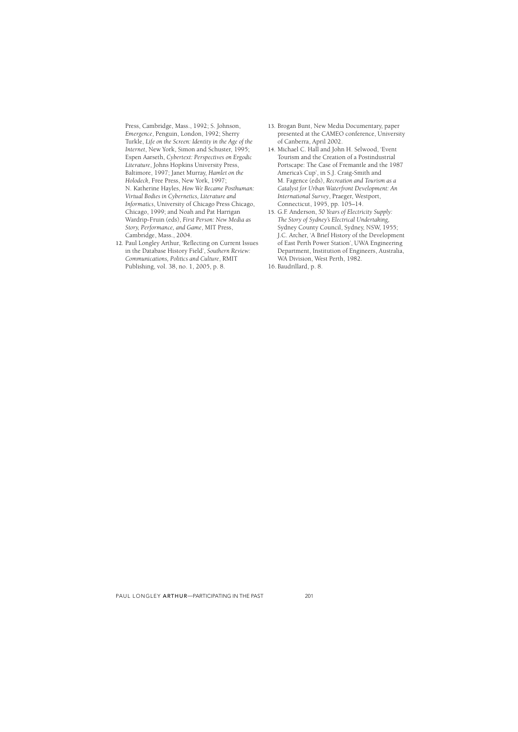Press, Cambridge, Mass., 1992; S. Johnson, *Emergence*, Penguin, London, 1992; Sherry Turkle, *Life on the Screen: Identity in the Age of the Internet*, New York, Simon and Schuster, 1995; Espen Aarseth, *Cybertext: Perspectives on Ergodic Literature*, Johns Hopkins University Press, Baltimore, 1997; Janet Murray, *Hamlet on the Holodeck*, Free Press, New York, 1997; N. Katherine Hayles, *How We Became Posthuman: Virtual Bodies in Cybernetics, Literature and Informatics*, University of Chicago Press Chicago, Chicago, 1999; and Noah and Pat Harrigan Wardrip-Fruin (eds), *First Person: New Media as Story, Performance, and Game*, MIT Press, Cambridge, Mass., 2004.

12. Paul Longley Arthur, 'Reflecting on Current Issues in the Database History Field', *Southern Review: Communications, Politics and Culture*, RMIT Publishing, vol. 38, no. 1, 2005, p. 8.
13. Brogan Bunt, New Media Documentary, paper presented at the CAMEO conference, University of Canberra, April 2002.
14. Michael C. Hall and John H. Selwood, 'Event Tourism and the Creation of a Postindustrial Portscape: The Case of Fremantle and the 1987 America's Cup', in S.J. Craig-Smith and M. Fagence (eds), *Recreation and Tourism as a Catalyst for Urban Waterfront Development: An International Survey*, Praeger, Westport, Connecticut, 1995, pp. 105–14.
15. G.F. Anderson, *50 Years of Electricity Supply: The Story of Sydney's Electrical Undertaking*, Sydney County Council, Sydney, NSW, 1955; J.C. Archer, 'A Brief History of the Development of East Perth Power Station', UWA Engineering Department, Institution of Engineers, Australia, WA Division, West Perth, 1982.
16. Baudrillard, p. 8.